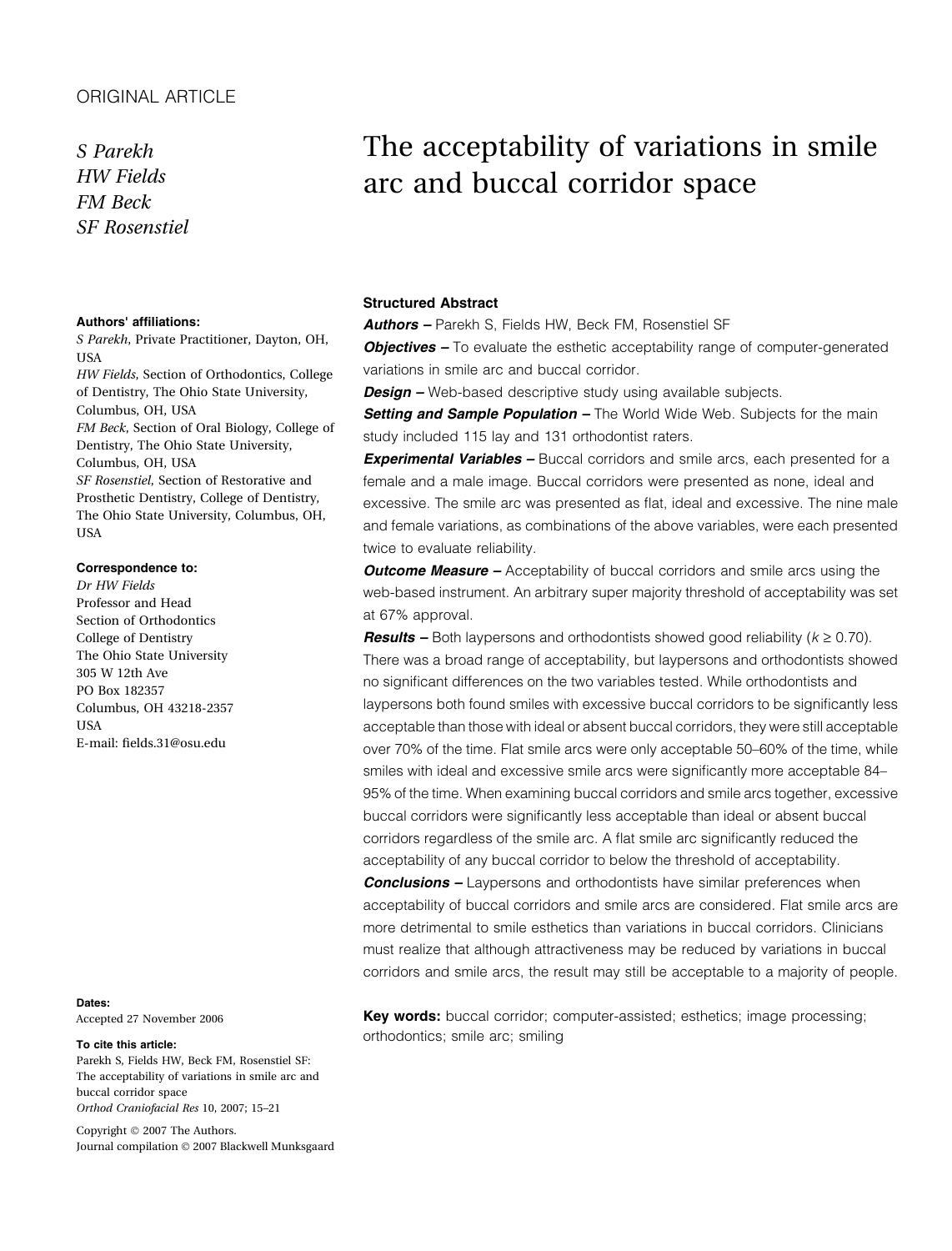ORIGINAL ARTICLE

*S Parekh*
*HW Fields*
*FM Beck*
*SF Rosenstiel*

# The acceptability of variations in smile arc and buccal corridor space

**Authors' affiliations:**
*S Parekh*, Private Practitioner, Dayton, OH, USA
*HW Fields*, Section of Orthodontics, College of Dentistry, The Ohio State University, Columbus, OH, USA
*FM Beck*, Section of Oral Biology, College of Dentistry, The Ohio State University, Columbus, OH, USA
*SF Rosenstiel*, Section of Restorative and Prosthetic Dentistry, College of Dentistry, The Ohio State University, Columbus, OH, USA

**Correspondence to:**
*Dr HW Fields*
Professor and Head
Section of Orthodontics
College of Dentistry
The Ohio State University
305 W 12th Ave
PO Box 182357
Columbus, OH 43218-2357
USA
E-mail: fields.31@osu.edu

## Structured Abstract

***Authors –*** Parekh S, Fields HW, Beck FM, Rosenstiel SF

***Objectives –*** To evaluate the esthetic acceptability range of computer-generated variations in smile arc and buccal corridor.

***Design –*** Web-based descriptive study using available subjects.

***Setting and Sample Population –*** The World Wide Web. Subjects for the main study included 115 lay and 131 orthodontist raters.

***Experimental Variables –*** Buccal corridors and smile arcs, each presented for a female and a male image. Buccal corridors were presented as none, ideal and excessive. The smile arc was presented as flat, ideal and excessive. The nine male and female variations, as combinations of the above variables, were each presented twice to evaluate reliability.

***Outcome Measure –*** Acceptability of buccal corridors and smile arcs using the web-based instrument. An arbitrary super majority threshold of acceptability was set at 67% approval.

***Results –*** Both laypersons and orthodontists showed good reliability ($k \geq 0.70$). There was a broad range of acceptability, but laypersons and orthodontists showed no significant differences on the two variables tested. While orthodontists and laypersons both found smiles with excessive buccal corridors to be significantly less acceptable than those with ideal or absent buccal corridors, they were still acceptable over 70% of the time. Flat smile arcs were only acceptable 50–60% of the time, while smiles with ideal and excessive smile arcs were significantly more acceptable 84–95% of the time. When examining buccal corridors and smile arcs together, excessive buccal corridors were significantly less acceptable than ideal or absent buccal corridors regardless of the smile arc. A flat smile arc significantly reduced the acceptability of any buccal corridor to below the threshold of acceptability.

***Conclusions –*** Laypersons and orthodontists have similar preferences when acceptability of buccal corridors and smile arcs are considered. Flat smile arcs are more detrimental to smile esthetics than variations in buccal corridors. Clinicians must realize that although attractiveness may be reduced by variations in buccal corridors and smile arcs, the result may still be acceptable to a majority of people.

**Key words:** buccal corridor; computer-assisted; esthetics; image processing; orthodontics; smile arc; smiling

**Dates:**
Accepted 27 November 2006

**To cite this article:**
Parekh S, Fields HW, Beck FM, Rosenstiel SF: The acceptability of variations in smile arc and buccal corridor space
*Orthod Craniofacial Res* 10, 2007; 15–21

Copyright © 2007 The Authors.
Journal compilation © 2007 Blackwell Munksgaard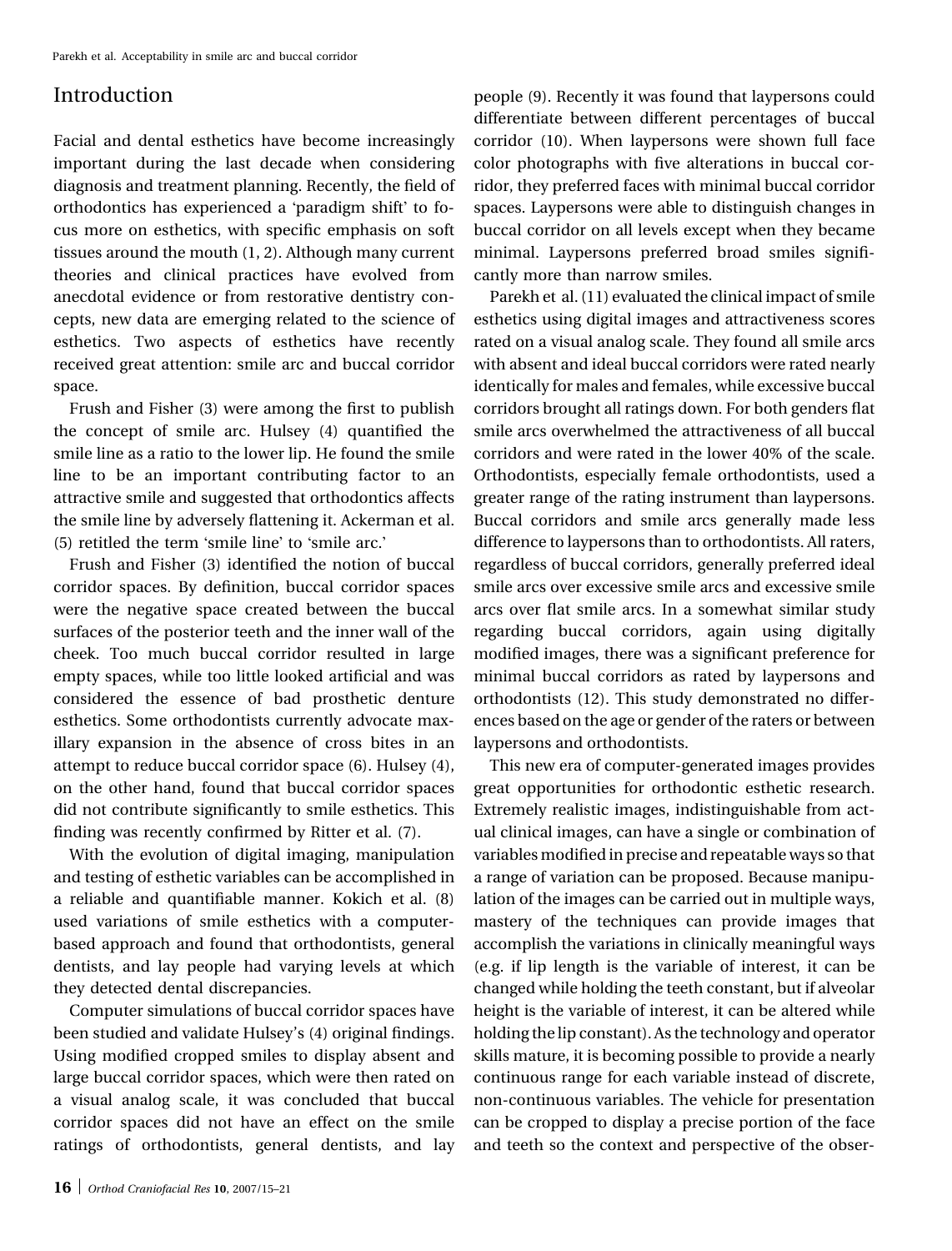## Introduction

Facial and dental esthetics have become increasingly important during the last decade when considering diagnosis and treatment planning. Recently, the field of orthodontics has experienced a 'paradigm shift' to focus more on esthetics, with specific emphasis on soft tissues around the mouth (1, 2). Although many current theories and clinical practices have evolved from anecdotal evidence or from restorative dentistry concepts, new data are emerging related to the science of esthetics. Two aspects of esthetics have recently received great attention: smile arc and buccal corridor space.

Frush and Fisher (3) were among the first to publish the concept of smile arc. Hulsey (4) quantified the smile line as a ratio to the lower lip. He found the smile line to be an important contributing factor to an attractive smile and suggested that orthodontics affects the smile line by adversely flattening it. Ackerman et al. (5) retitled the term 'smile line' to 'smile arc.'

Frush and Fisher (3) identified the notion of buccal corridor spaces. By definition, buccal corridor spaces were the negative space created between the buccal surfaces of the posterior teeth and the inner wall of the cheek. Too much buccal corridor resulted in large empty spaces, while too little looked artificial and was considered the essence of bad prosthetic denture esthetics. Some orthodontists currently advocate maxillary expansion in the absence of cross bites in an attempt to reduce buccal corridor space (6). Hulsey (4), on the other hand, found that buccal corridor spaces did not contribute significantly to smile esthetics. This finding was recently confirmed by Ritter et al. (7).

With the evolution of digital imaging, manipulation and testing of esthetic variables can be accomplished in a reliable and quantifiable manner. Kokich et al. (8) used variations of smile esthetics with a computer-based approach and found that orthodontists, general dentists, and lay people had varying levels at which they detected dental discrepancies.

Computer simulations of buccal corridor spaces have been studied and validate Hulsey's (4) original findings. Using modified cropped smiles to display absent and large buccal corridor spaces, which were then rated on a visual analog scale, it was concluded that buccal corridor spaces did not have an effect on the smile ratings of orthodontists, general dentists, and lay people (9). Recently it was found that laypersons could differentiate between different percentages of buccal corridor (10). When laypersons were shown full face color photographs with five alterations in buccal corridor, they preferred faces with minimal buccal corridor spaces. Laypersons were able to distinguish changes in buccal corridor on all levels except when they became minimal. Laypersons preferred broad smiles significantly more than narrow smiles.

Parekh et al. (11) evaluated the clinical impact of smile esthetics using digital images and attractiveness scores rated on a visual analog scale. They found all smile arcs with absent and ideal buccal corridors were rated nearly identically for males and females, while excessive buccal corridors brought all ratings down. For both genders flat smile arcs overwhelmed the attractiveness of all buccal corridors and were rated in the lower 40% of the scale. Orthodontists, especially female orthodontists, used a greater range of the rating instrument than laypersons. Buccal corridors and smile arcs generally made less difference to laypersons than to orthodontists. All raters, regardless of buccal corridors, generally preferred ideal smile arcs over excessive smile arcs and excessive smile arcs over flat smile arcs. In a somewhat similar study regarding buccal corridors, again using digitally modified images, there was a significant preference for minimal buccal corridors as rated by laypersons and orthodontists (12). This study demonstrated no differences based on the age or gender of the raters or between laypersons and orthodontists.

This new era of computer-generated images provides great opportunities for orthodontic esthetic research. Extremely realistic images, indistinguishable from actual clinical images, can have a single or combination of variables modified in precise and repeatable ways so that a range of variation can be proposed. Because manipulation of the images can be carried out in multiple ways, mastery of the techniques can provide images that accomplish the variations in clinically meaningful ways (e.g. if lip length is the variable of interest, it can be changed while holding the teeth constant, but if alveolar height is the variable of interest, it can be altered while holding the lip constant). As the technology and operator skills mature, it is becoming possible to provide a nearly continuous range for each variable instead of discrete, non-continuous variables. The vehicle for presentation can be cropped to display a precise portion of the face and teeth so the context and perspective of the obser-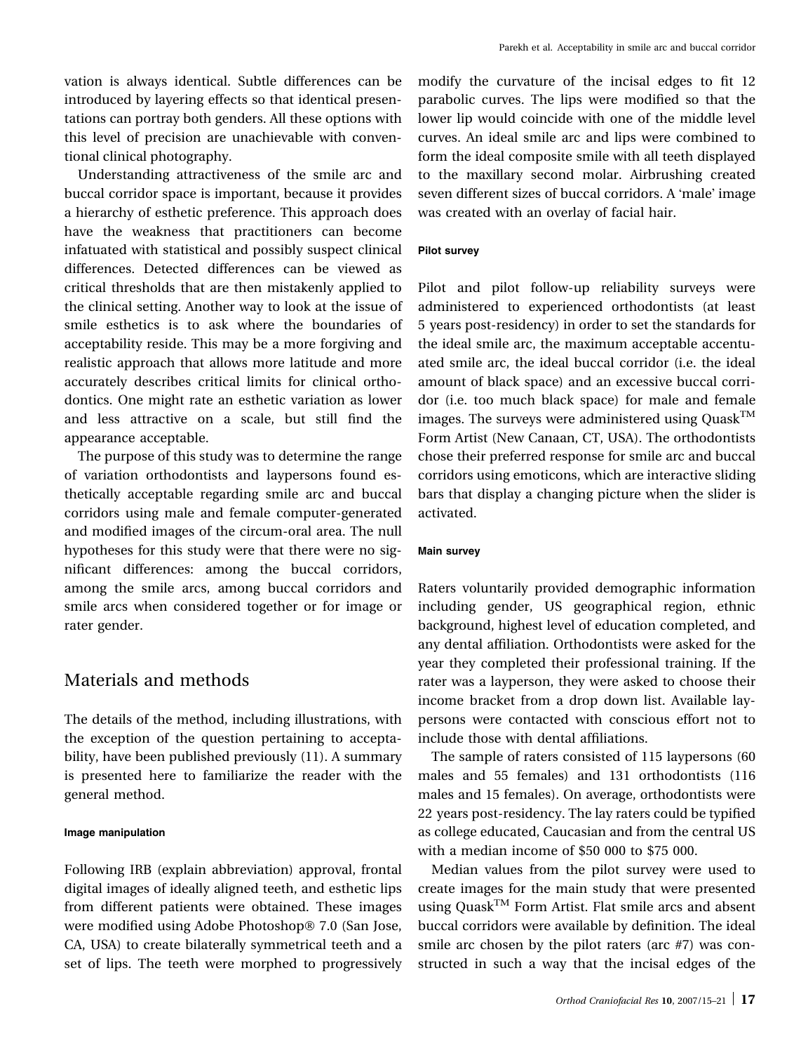vation is always identical. Subtle differences can be introduced by layering effects so that identical presentations can portray both genders. All these options with this level of precision are unachievable with conventional clinical photography.

Understanding attractiveness of the smile arc and buccal corridor space is important, because it provides a hierarchy of esthetic preference. This approach does have the weakness that practitioners can become infatuated with statistical and possibly suspect clinical differences. Detected differences can be viewed as critical thresholds that are then mistakenly applied to the clinical setting. Another way to look at the issue of smile esthetics is to ask where the boundaries of acceptability reside. This may be a more forgiving and realistic approach that allows more latitude and more accurately describes critical limits for clinical orthodontics. One might rate an esthetic variation as lower and less attractive on a scale, but still find the appearance acceptable.

The purpose of this study was to determine the range of variation orthodontists and laypersons found esthetically acceptable regarding smile arc and buccal corridors using male and female computer-generated and modified images of the circum-oral area. The null hypotheses for this study were that there were no significant differences: among the buccal corridors, among the smile arcs, among buccal corridors and smile arcs when considered together or for image or rater gender.

## Materials and methods

The details of the method, including illustrations, with the exception of the question pertaining to acceptability, have been published previously (11). A summary is presented here to familiarize the reader with the general method.

### Image manipulation

Following IRB (explain abbreviation) approval, frontal digital images of ideally aligned teeth, and esthetic lips from different patients were obtained. These images were modified using Adobe Photoshop® 7.0 (San Jose, CA, USA) to create bilaterally symmetrical teeth and a set of lips. The teeth were morphed to progressively modify the curvature of the incisal edges to fit 12 parabolic curves. The lips were modified so that the lower lip would coincide with one of the middle level curves. An ideal smile arc and lips were combined to form the ideal composite smile with all teeth displayed to the maxillary second molar. Airbrushing created seven different sizes of buccal corridors. A 'male' image was created with an overlay of facial hair.

### Pilot survey

Pilot and pilot follow-up reliability surveys were administered to experienced orthodontists (at least 5 years post-residency) in order to set the standards for the ideal smile arc, the maximum acceptable accentuated smile arc, the ideal buccal corridor (i.e. the ideal amount of black space) and an excessive buccal corridor (i.e. too much black space) for male and female images. The surveys were administered using Quask™ Form Artist (New Canaan, CT, USA). The orthodontists chose their preferred response for smile arc and buccal corridors using emoticons, which are interactive sliding bars that display a changing picture when the slider is activated.

### Main survey

Raters voluntarily provided demographic information including gender, US geographical region, ethnic background, highest level of education completed, and any dental affiliation. Orthodontists were asked for the year they completed their professional training. If the rater was a layperson, they were asked to choose their income bracket from a drop down list. Available laypersons were contacted with conscious effort not to include those with dental affiliations.

The sample of raters consisted of 115 laypersons (60 males and 55 females) and 131 orthodontists (116 males and 15 females). On average, orthodontists were 22 years post-residency. The lay raters could be typified as college educated, Caucasian and from the central US with a median income of \$50 000 to \$75 000.

Median values from the pilot survey were used to create images for the main study that were presented using Quask™ Form Artist. Flat smile arcs and absent buccal corridors were available by definition. The ideal smile arc chosen by the pilot raters (arc #7) was constructed in such a way that the incisal edges of the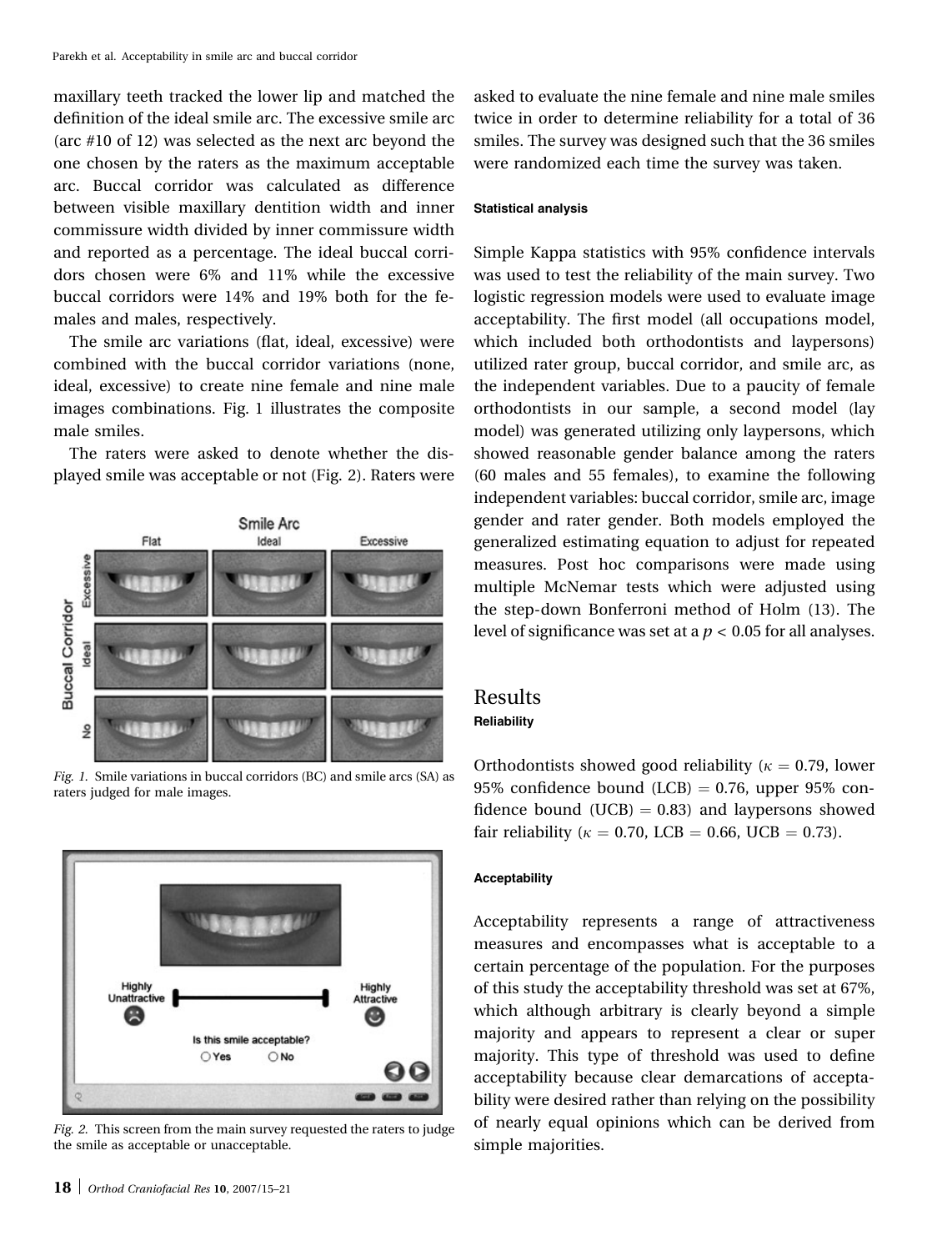maxillary teeth tracked the lower lip and matched the definition of the ideal smile arc. The excessive smile arc (arc #10 of 12) was selected as the next arc beyond the one chosen by the raters as the maximum acceptable arc. Buccal corridor was calculated as difference between visible maxillary dentition width and inner commissure width divided by inner commissure width and reported as a percentage. The ideal buccal corridors chosen were 6% and 11% while the excessive buccal corridors were 14% and 19% both for the females and males, respectively.

The smile arc variations (flat, ideal, excessive) were combined with the buccal corridor variations (none, ideal, excessive) to create nine female and nine male images combinations. Fig. 1 illustrates the composite male smiles.

The raters were asked to denote whether the displayed smile was acceptable or not (Fig. 2). Raters were asked to evaluate the nine female and nine male smiles twice in order to determine reliability for a total of 36 smiles. The survey was designed such that the 36 smiles were randomized each time the survey was taken.

*Fig. 1.* Smile variations in buccal corridors (BC) and smile arcs (SA) as raters judged for male images.

*Fig. 2.* This screen from the main survey requested the raters to judge the smile as acceptable or unacceptable.

#### Statistical analysis

Simple Kappa statistics with 95% confidence intervals was used to test the reliability of the main survey. Two logistic regression models were used to evaluate image acceptability. The first model (all occupations model, which included both orthodontists and laypersons) utilized rater group, buccal corridor, and smile arc, as the independent variables. Due to a paucity of female orthodontists in our sample, a second model (lay model) was generated utilizing only laypersons, which showed reasonable gender balance among the raters (60 males and 55 females), to examine the following independent variables: buccal corridor, smile arc, image gender and rater gender. Both models employed the generalized estimating equation to adjust for repeated measures. Post hoc comparisons were made using multiple McNemar tests which were adjusted using the step-down Bonferroni method of Holm (13). The level of significance was set at a $p < 0.05$ for all analyses.

## Results

#### Reliability

Orthodontists showed good reliability ($\kappa = 0.79$, lower 95% confidence bound (LCB) $= 0.76$, upper 95% confidence bound (UCB) $= 0.83$) and laypersons showed fair reliability ($\kappa = 0.70$, LCB $= 0.66$, UCB $= 0.73$).

#### Acceptability

Acceptability represents a range of attractiveness measures and encompasses what is acceptable to a certain percentage of the population. For the purposes of this study the acceptability threshold was set at 67%, which although arbitrary is clearly beyond a simple majority and appears to represent a clear or super majority. This type of threshold was used to define acceptability because clear demarcations of acceptability were desired rather than relying on the possibility of nearly equal opinions which can be derived from simple majorities.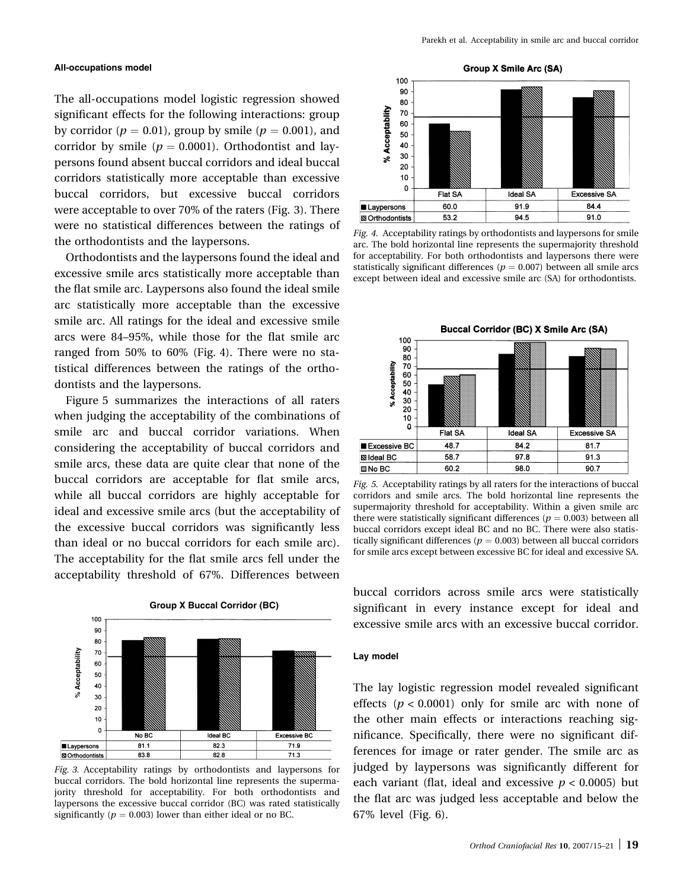#### All-occupations model

The all-occupations model logistic regression showed significant effects for the following interactions: group by corridor ($p = 0.01$), group by smile ($p = 0.001$), and corridor by smile ($p = 0.0001$). Orthodontist and laypersons found absent buccal corridors and ideal buccal corridors statistically more acceptable than excessive buccal corridors, but excessive buccal corridors were acceptable to over 70% of the raters (Fig. 3). There were no statistical differences between the ratings of the orthodontists and the laypersons.

Orthodontists and the laypersons found the ideal and excessive smile arcs statistically more acceptable than the flat smile arc. Laypersons also found the ideal smile arc statistically more acceptable than the excessive smile arc. All ratings for the ideal and excessive smile arcs were 84–95%, while those for the flat smile arc ranged from 50% to 60% (Fig. 4). There were no statistical differences between the ratings of the orthodontists and the laypersons.

Figure 5 summarizes the interactions of all raters when judging the acceptability of the combinations of smile arc and buccal corridor variations. When considering the acceptability of buccal corridors and smile arcs, these data are quite clear that none of the buccal corridors are acceptable for flat smile arcs, while all buccal corridors are highly acceptable for ideal and excessive smile arcs (but the acceptability of the excessive buccal corridors was significantly less than ideal or no buccal corridors for each smile arc). The acceptability for the flat smile arcs fell under the acceptability threshold of 67%. Differences between buccal corridors across smile arcs were statistically significant in every instance except for ideal and excessive smile arcs with an excessive buccal corridor.

**Group X Buccal Corridor (BC)**

| | No BC | Ideal BC | Excessive BC |
|---|---|---|---|
| Laypersons | 81.1 | 82.3 | 71.9 |
| Orthodontists | 83.8 | 82.8 | 71.3 |

*Fig. 3.* Acceptability ratings by orthodontists and laypersons for buccal corridors. The bold horizontal line represents the supermajority threshold for acceptability. For both orthodontists and laypersons the excessive buccal corridor (BC) was rated statistically significantly ($p = 0.003$) lower than either ideal or no BC.

**Group X Smile Arc (SA)**

| | Flat SA | Ideal SA | Excessive SA |
|---|---|---|---|
| Laypersons | 60.0 | 91.9 | 84.4 |
| Orthodontists | 53.2 | 94.5 | 91.0 |

*Fig. 4.* Acceptability ratings by orthodontists and laypersons for smile arc. The bold horizontal line represents the supermajority threshold for acceptability. For both orthodontists and laypersons there were statistically significant differences ($p = 0.007$) between all smile arcs except between ideal and excessive smile arc (SA) for orthodontists.

**Buccal Corridor (BC) X Smile Arc (SA)**

| | Flat SA | Ideal SA | Excessive SA |
|---|---|---|---|
| Excessive BC | 48.7 | 84.2 | 81.7 |
| Ideal BC | 58.7 | 97.8 | 91.3 |
| No BC | 60.2 | 98.0 | 90.7 |

*Fig. 5.* Acceptability ratings by all raters for the interactions of buccal corridors and smile arcs. The bold horizontal line represents the supermajority threshold for acceptability. Within a given smile arc there were statistically significant differences ($p = 0.003$) between all buccal corridors except ideal BC and no BC. There were also statistically significant differences ($p = 0.003$) between all buccal corridors for smile arcs except between excessive BC for ideal and excessive SA.

#### Lay model

The lay logistic regression model revealed significant effects ($p < 0.0001$) only for smile arc with none of the other main effects or interactions reaching significance. Specifically, there were no significant differences for image or rater gender. The smile arc as judged by laypersons was significantly different for each variant (flat, ideal and excessive $p < 0.0005$) but the flat arc was judged less acceptable and below the 67% level (Fig. 6).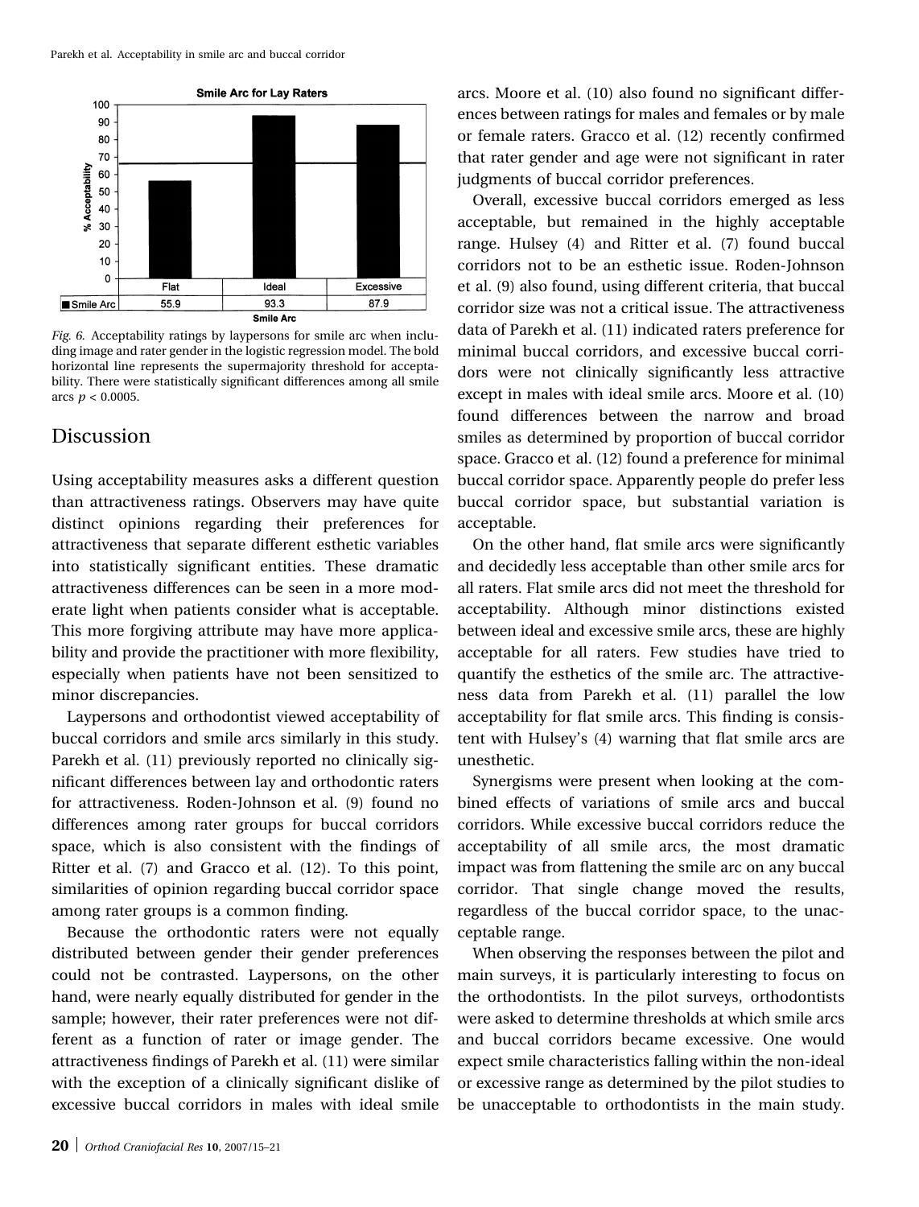Smile Arc for Lay Raters

| | Flat | Ideal | Excessive |
|---|---|---|---|
| Smile Arc | 55.9 | 93.3 | 87.9 |

*Fig. 6.* Acceptability ratings by laypersons for smile arc when including image and rater gender in the logistic regression model. The bold horizontal line represents the supermajority threshold for acceptability. There were statistically significant differences among all smile arcs $p < 0.0005$.

## Discussion

Using acceptability measures asks a different question than attractiveness ratings. Observers may have quite distinct opinions regarding their preferences for attractiveness that separate different esthetic variables into statistically significant entities. These dramatic attractiveness differences can be seen in a more moderate light when patients consider what is acceptable. This more forgiving attribute may have more applicability and provide the practitioner with more flexibility, especially when patients have not been sensitized to minor discrepancies.

Laypersons and orthodontist viewed acceptability of buccal corridors and smile arcs similarly in this study. Parekh et al. (11) previously reported no clinically significant differences between lay and orthodontic raters for attractiveness. Roden-Johnson et al. (9) found no differences among rater groups for buccal corridors space, which is also consistent with the findings of Ritter et al. (7) and Gracco et al. (12). To this point, similarities of opinion regarding buccal corridor space among rater groups is a common finding.

Because the orthodontic raters were not equally distributed between gender their gender preferences could not be contrasted. Laypersons, on the other hand, were nearly equally distributed for gender in the sample; however, their rater preferences were not different as a function of rater or image gender. The attractiveness findings of Parekh et al. (11) were similar with the exception of a clinically significant dislike of excessive buccal corridors in males with ideal smile arcs. Moore et al. (10) also found no significant differences between ratings for males and females or by male or female raters. Gracco et al. (12) recently confirmed that rater gender and age were not significant in rater judgments of buccal corridor preferences.

Overall, excessive buccal corridors emerged as less acceptable, but remained in the highly acceptable range. Hulsey (4) and Ritter et al. (7) found buccal corridors not to be an esthetic issue. Roden-Johnson et al. (9) also found, using different criteria, that buccal corridor size was not a critical issue. The attractiveness data of Parekh et al. (11) indicated raters preference for minimal buccal corridors, and excessive buccal corridors were not clinically significantly less attractive except in males with ideal smile arcs. Moore et al. (10) found differences between the narrow and broad smiles as determined by proportion of buccal corridor space. Gracco et al. (12) found a preference for minimal buccal corridor space. Apparently people do prefer less buccal corridor space, but substantial variation is acceptable.

On the other hand, flat smile arcs were significantly and decidedly less acceptable than other smile arcs for all raters. Flat smile arcs did not meet the threshold for acceptability. Although minor distinctions existed between ideal and excessive smile arcs, these are highly acceptable for all raters. Few studies have tried to quantify the esthetics of the smile arc. The attractiveness data from Parekh et al. (11) parallel the low acceptability for flat smile arcs. This finding is consistent with Hulsey's (4) warning that flat smile arcs are unesthetic.

Synergisms were present when looking at the combined effects of variations of smile arcs and buccal corridors. While excessive buccal corridors reduce the acceptability of all smile arcs, the most dramatic impact was from flattening the smile arc on any buccal corridor. That single change moved the results, regardless of the buccal corridor space, to the unacceptable range.

When observing the responses between the pilot and main surveys, it is particularly interesting to focus on the orthodontists. In the pilot surveys, orthodontists were asked to determine thresholds at which smile arcs and buccal corridors became excessive. One would expect smile characteristics falling within the non-ideal or excessive range as determined by the pilot studies to be unacceptable to orthodontists in the main study.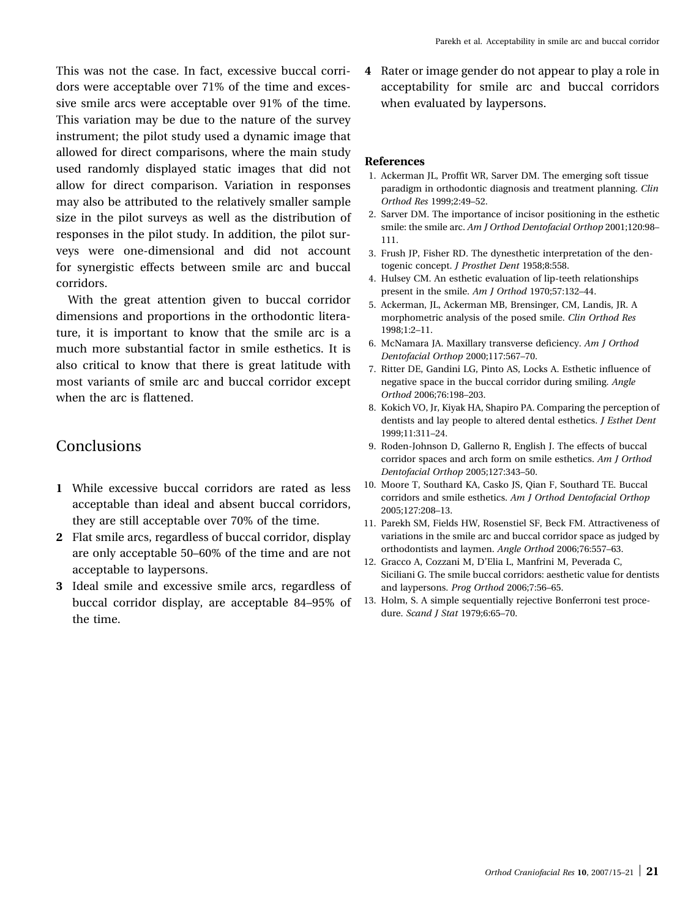This was not the case. In fact, excessive buccal corridors were acceptable over 71% of the time and excessive smile arcs were acceptable over 91% of the time. This variation may be due to the nature of the survey instrument; the pilot study used a dynamic image that allowed for direct comparisons, where the main study used randomly displayed static images that did not allow for direct comparison. Variation in responses may also be attributed to the relatively smaller sample size in the pilot surveys as well as the distribution of responses in the pilot study. In addition, the pilot surveys were one-dimensional and did not account for synergistic effects between smile arc and buccal corridors.

With the great attention given to buccal corridor dimensions and proportions in the orthodontic literature, it is important to know that the smile arc is a much more substantial factor in smile esthetics. It is also critical to know that there is great latitude with most variants of smile arc and buccal corridor except when the arc is flattened.

## Conclusions

1. While excessive buccal corridors are rated as less acceptable than ideal and absent buccal corridors, they are still acceptable over 70% of the time.
2. Flat smile arcs, regardless of buccal corridor, display are only acceptable 50–60% of the time and are not acceptable to laypersons.
3. Ideal smile and excessive smile arcs, regardless of buccal corridor display, are acceptable 84–95% of the time.
4. Rater or image gender do not appear to play a role in acceptability for smile arc and buccal corridors when evaluated by laypersons.

### References

1. Ackerman JL, Proffit WR, Sarver DM. The emerging soft tissue paradigm in orthodontic diagnosis and treatment planning. *Clin Orthod Res* 1999;2:49–52.
2. Sarver DM. The importance of incisor positioning in the esthetic smile: the smile arc. *Am J Orthod Dentofacial Orthop* 2001;120:98–111.
3. Frush JP, Fisher RD. The dynesthetic interpretation of the dentogenic concept. *J Prosthet Dent* 1958;8:558.
4. Hulsey CM. An esthetic evaluation of lip-teeth relationships present in the smile. *Am J Orthod* 1970;57:132–44.
5. Ackerman, JL, Ackerman MB, Brensinger, CM, Landis, JR. A morphometric analysis of the posed smile. *Clin Orthod Res* 1998;1:2–11.
6. McNamara JA. Maxillary transverse deficiency. *Am J Orthod Dentofacial Orthop* 2000;117:567–70.
7. Ritter DE, Gandini LG, Pinto AS, Locks A. Esthetic influence of negative space in the buccal corridor during smiling. *Angle Orthod* 2006;76:198–203.
8. Kokich VO, Jr, Kiyak HA, Shapiro PA. Comparing the perception of dentists and lay people to altered dental esthetics. *J Esthet Dent* 1999;11:311–24.
9. Roden-Johnson D, Gallerno R, English J. The effects of buccal corridor spaces and arch form on smile esthetics. *Am J Orthod Dentofacial Orthop* 2005;127:343–50.
10. Moore T, Southard KA, Casko JS, Qian F, Southard TE. Buccal corridors and smile esthetics. *Am J Orthod Dentofacial Orthop* 2005;127:208–13.
11. Parekh SM, Fields HW, Rosenstiel SF, Beck FM. Attractiveness of variations in the smile arc and buccal corridor space as judged by orthodontists and laymen. *Angle Orthod* 2006;76:557–63.
12. Gracco A, Cozzani M, D'Elia L, Manfrini M, Peverada C, Siciliani G. The smile buccal corridors: aesthetic value for dentists and laypersons. *Prog Orthod* 2006;7:56–65.
13. Holm, S. A simple sequentially rejective Bonferroni test procedure. *Scand J Stat* 1979;6:65–70.